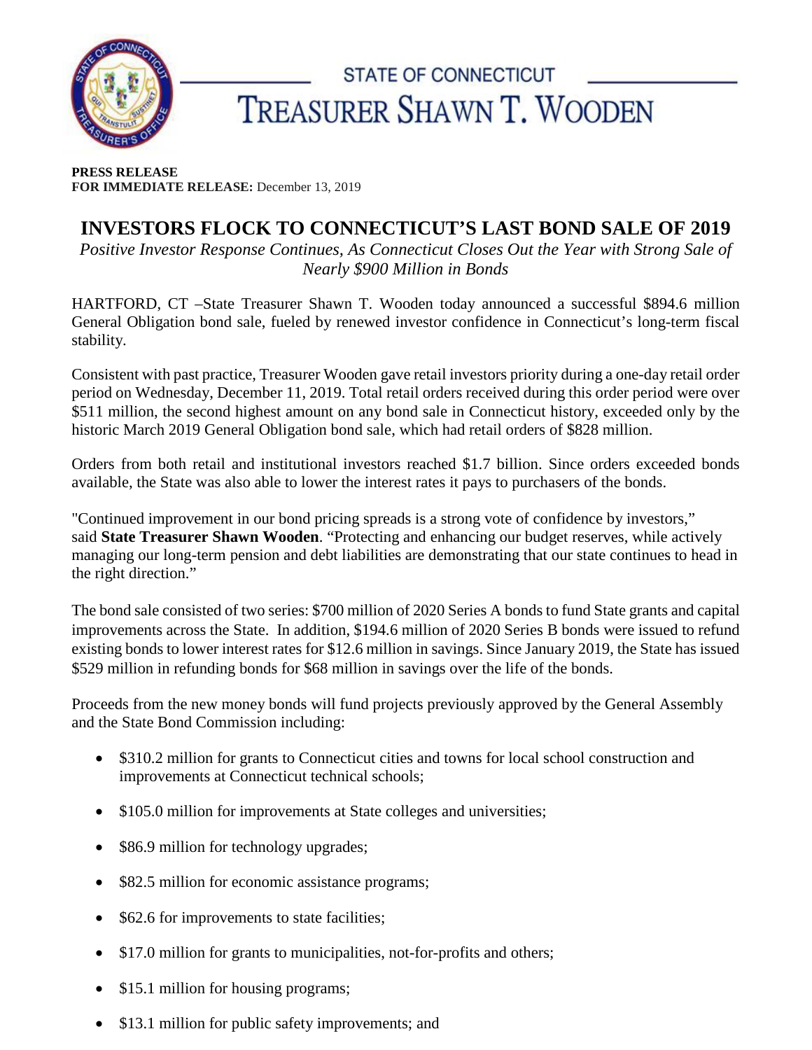STATE OF CONNECTICUT

# TREASURER SHAWN T. WOODEN

**PRESS RELEASE**
**FOR IMMEDIATE RELEASE:** December 13, 2019

## INVESTORS FLOCK TO CONNECTICUT'S LAST BOND SALE OF 2019

*Positive Investor Response Continues, As Connecticut Closes Out the Year with Strong Sale of Nearly $900 Million in Bonds*

HARTFORD, CT –State Treasurer Shawn T. Wooden today announced a successful $894.6 million General Obligation bond sale, fueled by renewed investor confidence in Connecticut's long-term fiscal stability.

Consistent with past practice, Treasurer Wooden gave retail investors priority during a one-day retail order period on Wednesday, December 11, 2019. Total retail orders received during this order period were over $511 million, the second highest amount on any bond sale in Connecticut history, exceeded only by the historic March 2019 General Obligation bond sale, which had retail orders of $828 million.

Orders from both retail and institutional investors reached $1.7 billion. Since orders exceeded bonds available, the State was also able to lower the interest rates it pays to purchasers of the bonds.

"Continued improvement in our bond pricing spreads is a strong vote of confidence by investors," said **State Treasurer Shawn Wooden**. "Protecting and enhancing our budget reserves, while actively managing our long-term pension and debt liabilities are demonstrating that our state continues to head in the right direction."

The bond sale consisted of two series: $700 million of 2020 Series A bonds to fund State grants and capital improvements across the State. In addition, $194.6 million of 2020 Series B bonds were issued to refund existing bonds to lower interest rates for $12.6 million in savings. Since January 2019, the State has issued $529 million in refunding bonds for $68 million in savings over the life of the bonds.

Proceeds from the new money bonds will fund projects previously approved by the General Assembly and the State Bond Commission including:

- $310.2 million for grants to Connecticut cities and towns for local school construction and improvements at Connecticut technical schools;
- $105.0 million for improvements at State colleges and universities;
- $86.9 million for technology upgrades;
- $82.5 million for economic assistance programs;
- $62.6 for improvements to state facilities;
- $17.0 million for grants to municipalities, not-for-profits and others;
- $15.1 million for housing programs;
- $13.1 million for public safety improvements; and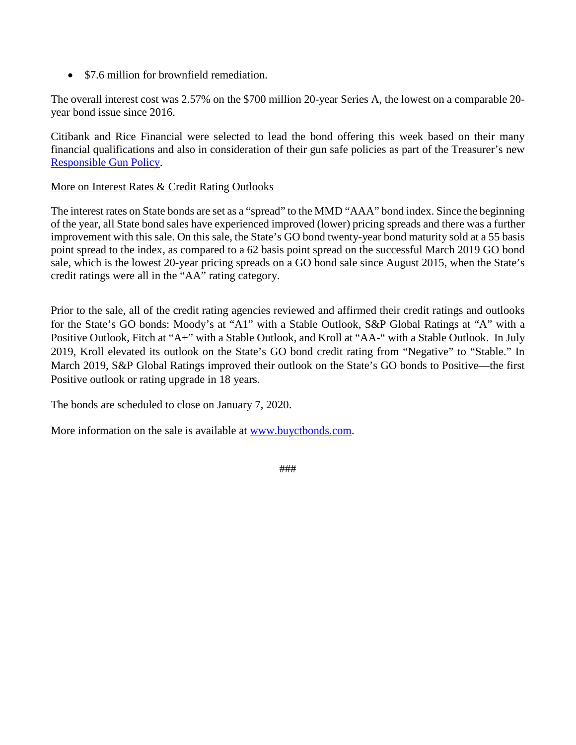- $7.6 million for brownfield remediation.

The overall interest cost was 2.57% on the $700 million 20-year Series A, the lowest on a comparable 20-year bond issue since 2016.

Citibank and Rice Financial were selected to lead the bond offering this week based on their many financial qualifications and also in consideration of their gun safe policies as part of the Treasurer's new [Responsible Gun Policy](Responsible Gun Policy).

More on Interest Rates & Credit Rating Outlooks

The interest rates on State bonds are set as a "spread" to the MMD "AAA" bond index. Since the beginning of the year, all State bond sales have experienced improved (lower) pricing spreads and there was a further improvement with this sale. On this sale, the State's GO bond twenty-year bond maturity sold at a 55 basis point spread to the index, as compared to a 62 basis point spread on the successful March 2019 GO bond sale, which is the lowest 20-year pricing spreads on a GO bond sale since August 2015, when the State's credit ratings were all in the "AA" rating category.

Prior to the sale, all of the credit rating agencies reviewed and affirmed their credit ratings and outlooks for the State's GO bonds: Moody's at "A1" with a Stable Outlook, S&P Global Ratings at "A" with a Positive Outlook, Fitch at "A+" with a Stable Outlook, and Kroll at "AA-" with a Stable Outlook. In July 2019, Kroll elevated its outlook on the State's GO bond credit rating from "Negative" to "Stable." In March 2019, S&P Global Ratings improved their outlook on the State's GO bonds to Positive—the first Positive outlook or rating upgrade in 18 years.

The bonds are scheduled to close on January 7, 2020.

More information on the sale is available at [www.buyctbonds.com](www.buyctbonds.com).

###